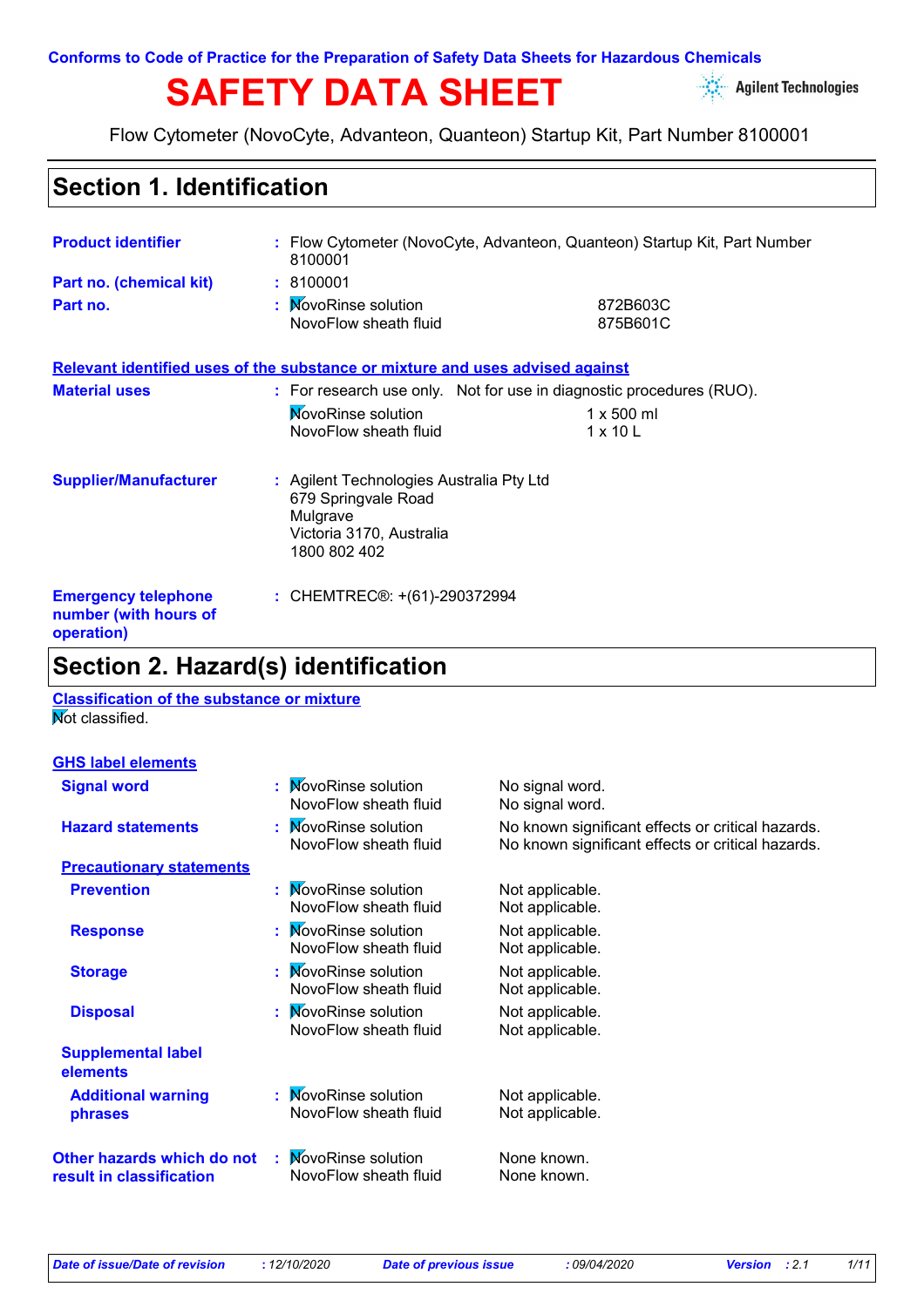Conforms to Code of Practice for the Preparation of Safety Data Sheets for Hazardous Chemicals

# SAFETY DATA SHEET

Agilent Technologies

Flow Cytometer (NovoCyte, Advanteon, Quanteon) Startup Kit, Part Number 8100001

## Section 1. Identification

**Product identifier** : Flow Cytometer (NovoCyte, Advanteon, Quanteon) Startup Kit, Part Number 8100001

**Part no. (chemical kit)** : 8100001

**Part no.** :

| | |
|---|---|
| NovoRinse solution | 872B603C |
| NovoFlow sheath fluid | 875B601C |

**Relevant identified uses of the substance or mixture and uses advised against**

**Material uses** : For research use only. Not for use in diagnostic procedures (RUO).

| | |
|---|---|
| NovoRinse solution | 1 x 500 ml |
| NovoFlow sheath fluid | 1 x 10 L |

**Supplier/Manufacturer** : Agilent Technologies Australia Pty Ltd
679 Springvale Road
Mulgrave
Victoria 3170, Australia
1800 802 402

**Emergency telephone number (with hours of operation)** : CHEMTREC®: +(61)-290372994

## Section 2. Hazard(s) identification

**Classification of the substance or mixture**

Not classified.

**GHS label elements**

| | | |
|---|---|---|
| **Signal word** | NovoRinse solution | No signal word. |
| | NovoFlow sheath fluid | No signal word. |
| **Hazard statements** | NovoRinse solution | No known significant effects or critical hazards. |
| | NovoFlow sheath fluid | No known significant effects or critical hazards. |
| **Precautionary statements** | | |
| **Prevention** | NovoRinse solution | Not applicable. |
| | NovoFlow sheath fluid | Not applicable. |
| **Response** | NovoRinse solution | Not applicable. |
| | NovoFlow sheath fluid | Not applicable. |
| **Storage** | NovoRinse solution | Not applicable. |
| | NovoFlow sheath fluid | Not applicable. |
| **Disposal** | NovoRinse solution | Not applicable. |
| | NovoFlow sheath fluid | Not applicable. |
| **Supplemental label elements** | | |
| **Additional warning phrases** | NovoRinse solution | Not applicable. |
| | NovoFlow sheath fluid | Not applicable. |
| **Other hazards which do not result in classification** | NovoRinse solution | None known. |
| | NovoFlow sheath fluid | None known. |

*Date of issue/Date of revision* : 12/10/2020 *Date of previous issue* : 09/04/2020 *Version* : 2.1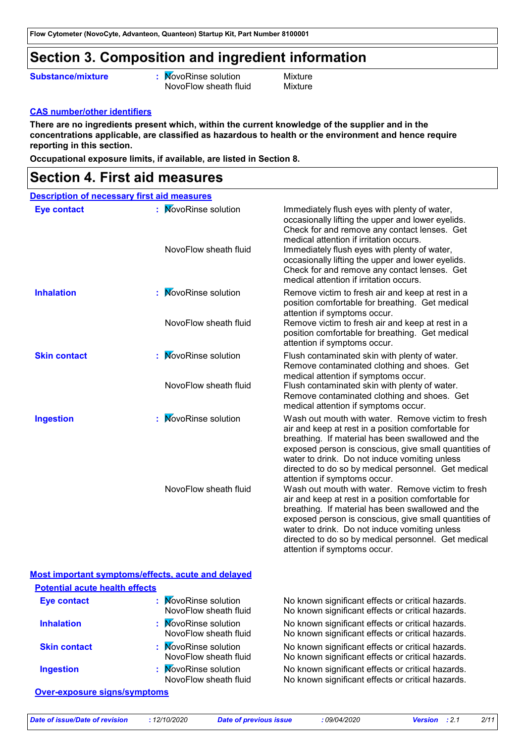## Section 3. Composition and ingredient information

| | | | |
|---|---|---|---|
| **Substance/mixture** | : | NovoRinse solution | Mixture |
| | | NovoFlow sheath fluid | Mixture |

**CAS number/other identifiers**

**There are no ingredients present which, within the current knowledge of the supplier and in the concentrations applicable, are classified as hazardous to health or the environment and hence require reporting in this section.**

**Occupational exposure limits, if available, are listed in Section 8.**

## Section 4. First aid measures

**Description of necessary first aid measures**

| | | | |
|---|---|---|---|
| **Eye contact** | : | NovoRinse solution | Immediately flush eyes with plenty of water, occasionally lifting the upper and lower eyelids. Check for and remove any contact lenses. Get medical attention if irritation occurs. |
| | | NovoFlow sheath fluid | Immediately flush eyes with plenty of water, occasionally lifting the upper and lower eyelids. Check for and remove any contact lenses. Get medical attention if irritation occurs. |
| **Inhalation** | : | NovoRinse solution | Remove victim to fresh air and keep at rest in a position comfortable for breathing. Get medical attention if symptoms occur. |
| | | NovoFlow sheath fluid | Remove victim to fresh air and keep at rest in a position comfortable for breathing. Get medical attention if symptoms occur. |
| **Skin contact** | : | NovoRinse solution | Flush contaminated skin with plenty of water. Remove contaminated clothing and shoes. Get medical attention if symptoms occur. |
| | | NovoFlow sheath fluid | Flush contaminated skin with plenty of water. Remove contaminated clothing and shoes. Get medical attention if symptoms occur. |
| **Ingestion** | : | NovoRinse solution | Wash out mouth with water. Remove victim to fresh air and keep at rest in a position comfortable for breathing. If material has been swallowed and the exposed person is conscious, give small quantities of water to drink. Do not induce vomiting unless directed to do so by medical personnel. Get medical attention if symptoms occur. |
| | | NovoFlow sheath fluid | Wash out mouth with water. Remove victim to fresh air and keep at rest in a position comfortable for breathing. If material has been swallowed and the exposed person is conscious, give small quantities of water to drink. Do not induce vomiting unless directed to do so by medical personnel. Get medical attention if symptoms occur. |

**Most important symptoms/effects, acute and delayed**

**Potential acute health effects**

| | | | |
|---|---|---|---|
| **Eye contact** | : | NovoRinse solution | No known significant effects or critical hazards. |
| | | NovoFlow sheath fluid | No known significant effects or critical hazards. |
| **Inhalation** | : | NovoRinse solution | No known significant effects or critical hazards. |
| | | NovoFlow sheath fluid | No known significant effects or critical hazards. |
| **Skin contact** | : | NovoRinse solution | No known significant effects or critical hazards. |
| | | NovoFlow sheath fluid | No known significant effects or critical hazards. |
| **Ingestion** | : | NovoRinse solution | No known significant effects or critical hazards. |
| | | NovoFlow sheath fluid | No known significant effects or critical hazards. |

**Over-exposure signs/symptoms**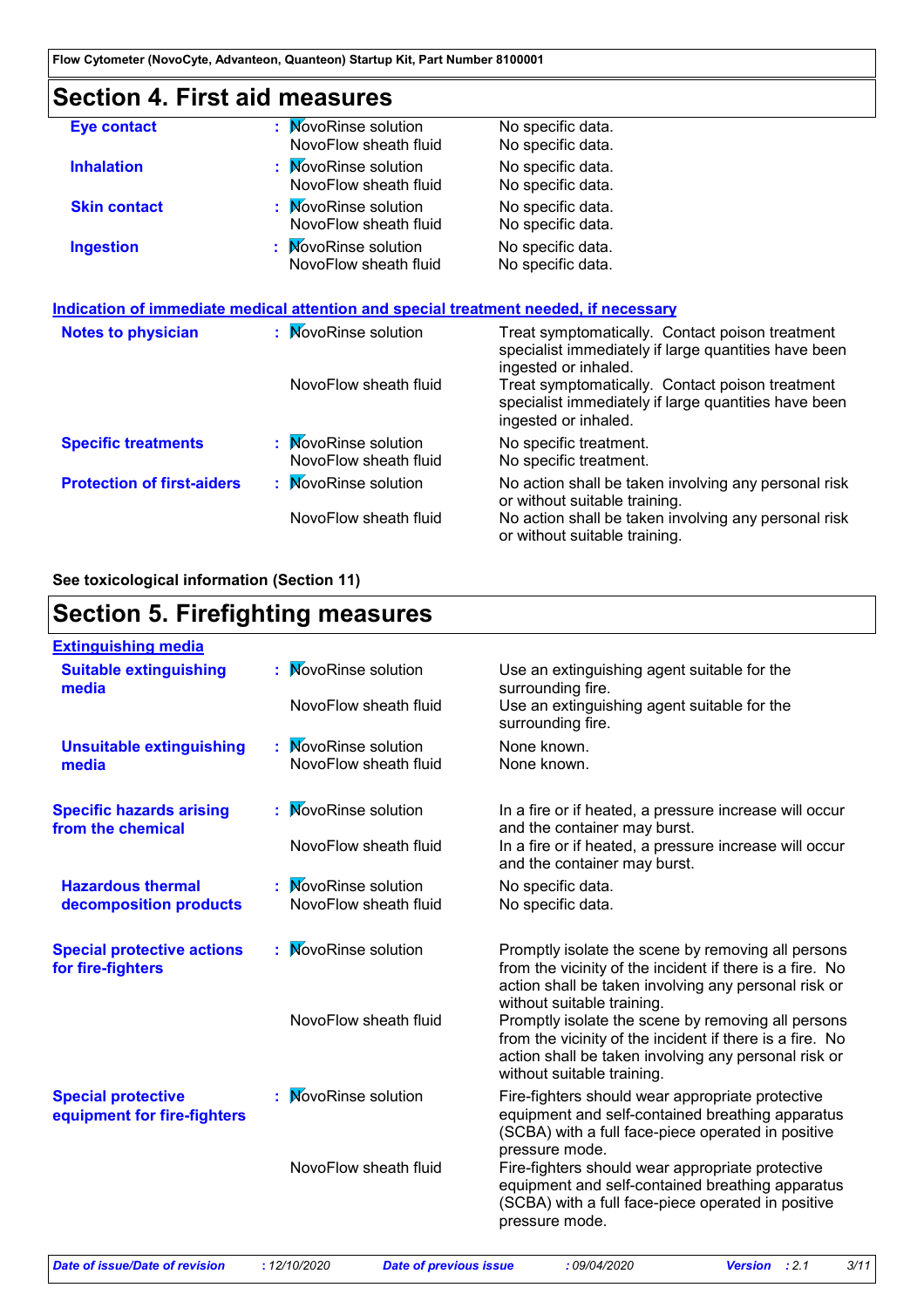## Section 4. First aid measures

| | | | |
|---|---|---|---|
| **Eye contact** | : | NovoRinse solution | No specific data. |
| | | NovoFlow sheath fluid | No specific data. |
| **Inhalation** | : | NovoRinse solution | No specific data. |
| | | NovoFlow sheath fluid | No specific data. |
| **Skin contact** | : | NovoRinse solution | No specific data. |
| | | NovoFlow sheath fluid | No specific data. |
| **Ingestion** | : | NovoRinse solution | No specific data. |
| | | NovoFlow sheath fluid | No specific data. |

### Indication of immediate medical attention and special treatment needed, if necessary

| | | | |
|---|---|---|---|
| **Notes to physician** | : | NovoRinse solution | Treat symptomatically. Contact poison treatment specialist immediately if large quantities have been ingested or inhaled. |
| | | NovoFlow sheath fluid | Treat symptomatically. Contact poison treatment specialist immediately if large quantities have been ingested or inhaled. |
| **Specific treatments** | : | NovoRinse solution | No specific treatment. |
| | | NovoFlow sheath fluid | No specific treatment. |
| **Protection of first-aiders** | : | NovoRinse solution | No action shall be taken involving any personal risk or without suitable training. |
| | | NovoFlow sheath fluid | No action shall be taken involving any personal risk or without suitable training. |

**See toxicological information (Section 11)**

## Section 5. Firefighting measures

### Extinguishing media

| | | | |
|---|---|---|---|
| **Suitable extinguishing media** | : | NovoRinse solution | Use an extinguishing agent suitable for the surrounding fire. |
| | | NovoFlow sheath fluid | Use an extinguishing agent suitable for the surrounding fire. |
| **Unsuitable extinguishing media** | : | NovoRinse solution | None known. |
| | | NovoFlow sheath fluid | None known. |

| | | | |
|---|---|---|---|
| **Specific hazards arising from the chemical** | : | NovoRinse solution | In a fire or if heated, a pressure increase will occur and the container may burst. |
| | | NovoFlow sheath fluid | In a fire or if heated, a pressure increase will occur and the container may burst. |
| **Hazardous thermal decomposition products** | : | NovoRinse solution | No specific data. |
| | | NovoFlow sheath fluid | No specific data. |
| **Special protective actions for fire-fighters** | : | NovoRinse solution | Promptly isolate the scene by removing all persons from the vicinity of the incident if there is a fire. No action shall be taken involving any personal risk or without suitable training. |
| | | NovoFlow sheath fluid | Promptly isolate the scene by removing all persons from the vicinity of the incident if there is a fire. No action shall be taken involving any personal risk or without suitable training. |
| **Special protective equipment for fire-fighters** | : | NovoRinse solution | Fire-fighters should wear appropriate protective equipment and self-contained breathing apparatus (SCBA) with a full face-piece operated in positive pressure mode. |
| | | NovoFlow sheath fluid | Fire-fighters should wear appropriate protective equipment and self-contained breathing apparatus (SCBA) with a full face-piece operated in positive pressure mode. |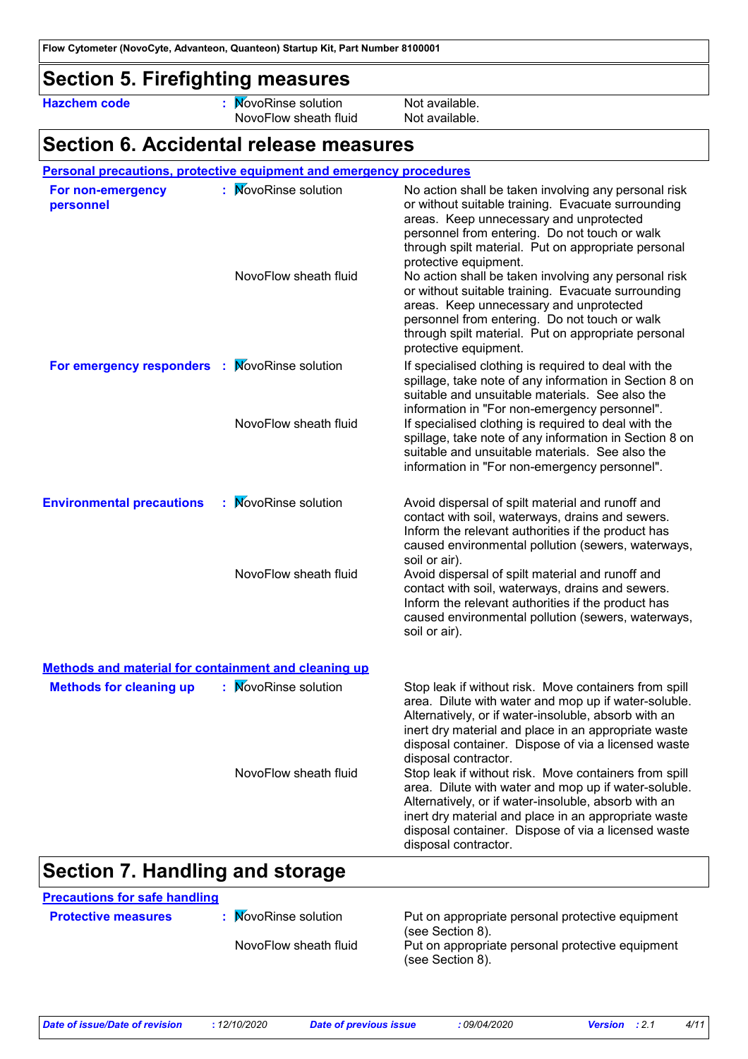## Section 5. Firefighting measures

| | | |
|---|---|---|
| **Hazchem code** | NovoRinse solution | Not available. |
| | NovoFlow sheath fluid | Not available. |

## Section 6. Accidental release measures

**Personal precautions, protective equipment and emergency procedures**

| | | |
|---|---|---|
| **For non-emergency personnel** | NovoRinse solution | No action shall be taken involving any personal risk or without suitable training. Evacuate surrounding areas. Keep unnecessary and unprotected personnel from entering. Do not touch or walk through spilt material. Put on appropriate personal protective equipment. |
| | NovoFlow sheath fluid | No action shall be taken involving any personal risk or without suitable training. Evacuate surrounding areas. Keep unnecessary and unprotected personnel from entering. Do not touch or walk through spilt material. Put on appropriate personal protective equipment. |
| **For emergency responders** | NovoRinse solution | If specialised clothing is required to deal with the spillage, take note of any information in Section 8 on suitable and unsuitable materials. See also the information in "For non-emergency personnel". |
| | NovoFlow sheath fluid | If specialised clothing is required to deal with the spillage, take note of any information in Section 8 on suitable and unsuitable materials. See also the information in "For non-emergency personnel". |
| **Environmental precautions** | NovoRinse solution | Avoid dispersal of spilt material and runoff and contact with soil, waterways, drains and sewers. Inform the relevant authorities if the product has caused environmental pollution (sewers, waterways, soil or air). |
| | NovoFlow sheath fluid | Avoid dispersal of spilt material and runoff and contact with soil, waterways, drains and sewers. Inform the relevant authorities if the product has caused environmental pollution (sewers, waterways, soil or air). |

**Methods and material for containment and cleaning up**

| | | |
|---|---|---|
| **Methods for cleaning up** | NovoRinse solution | Stop leak if without risk. Move containers from spill area. Dilute with water and mop up if water-soluble. Alternatively, or if water-insoluble, absorb with an inert dry material and place in an appropriate waste disposal container. Dispose of via a licensed waste disposal contractor. |
| | NovoFlow sheath fluid | Stop leak if without risk. Move containers from spill area. Dilute with water and mop up if water-soluble. Alternatively, or if water-insoluble, absorb with an inert dry material and place in an appropriate waste disposal container. Dispose of via a licensed waste disposal contractor. |

## Section 7. Handling and storage

**Precautions for safe handling**

| | | |
|---|---|---|
| **Protective measures** | NovoRinse solution | Put on appropriate personal protective equipment (see Section 8). |
| | NovoFlow sheath fluid | Put on appropriate personal protective equipment (see Section 8). |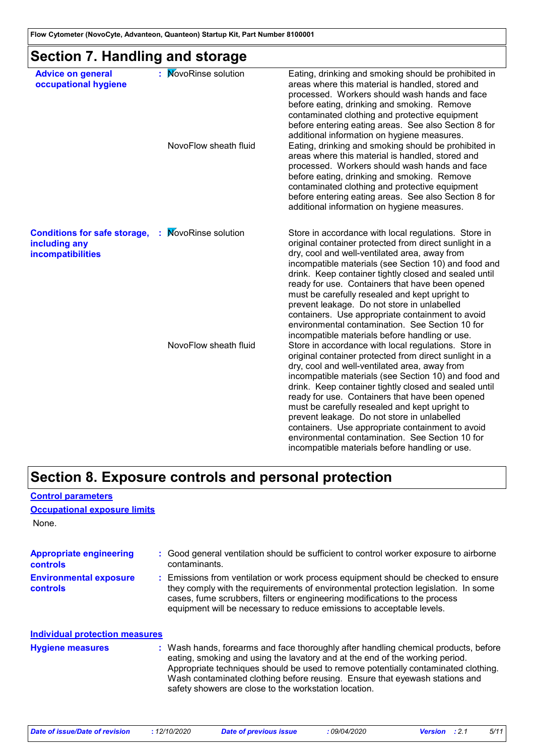## Section 7. Handling and storage

| | | |
|---|---|---|
| **Advice on general occupational hygiene** | NovoRinse solution | Eating, drinking and smoking should be prohibited in areas where this material is handled, stored and processed. Workers should wash hands and face before eating, drinking and smoking. Remove contaminated clothing and protective equipment before entering eating areas. See also Section 8 for additional information on hygiene measures. |
| | NovoFlow sheath fluid | Eating, drinking and smoking should be prohibited in areas where this material is handled, stored and processed. Workers should wash hands and face before eating, drinking and smoking. Remove contaminated clothing and protective equipment before entering eating areas. See also Section 8 for additional information on hygiene measures. |
| **Conditions for safe storage, including any incompatibilities** | NovoRinse solution | Store in accordance with local regulations. Store in original container protected from direct sunlight in a dry, cool and well-ventilated area, away from incompatible materials (see Section 10) and food and drink. Keep container tightly closed and sealed until ready for use. Containers that have been opened must be carefully resealed and kept upright to prevent leakage. Do not store in unlabelled containers. Use appropriate containment to avoid environmental contamination. See Section 10 for incompatible materials before handling or use. |
| | NovoFlow sheath fluid | Store in accordance with local regulations. Store in original container protected from direct sunlight in a dry, cool and well-ventilated area, away from incompatible materials (see Section 10) and food and drink. Keep container tightly closed and sealed until ready for use. Containers that have been opened must be carefully resealed and kept upright to prevent leakage. Do not store in unlabelled containers. Use appropriate containment to avoid environmental contamination. See Section 10 for incompatible materials before handling or use. |

## Section 8. Exposure controls and personal protection

### Control parameters

### Occupational exposure limits

None.

**Appropriate engineering controls** : Good general ventilation should be sufficient to control worker exposure to airborne contaminants.

**Environmental exposure controls** : Emissions from ventilation or work process equipment should be checked to ensure they comply with the requirements of environmental protection legislation. In some cases, fume scrubbers, filters or engineering modifications to the process equipment will be necessary to reduce emissions to acceptable levels.

### Individual protection measures

**Hygiene measures** : Wash hands, forearms and face thoroughly after handling chemical products, before eating, smoking and using the lavatory and at the end of the working period. Appropriate techniques should be used to remove potentially contaminated clothing. Wash contaminated clothing before reusing. Ensure that eyewash stations and safety showers are close to the workstation location.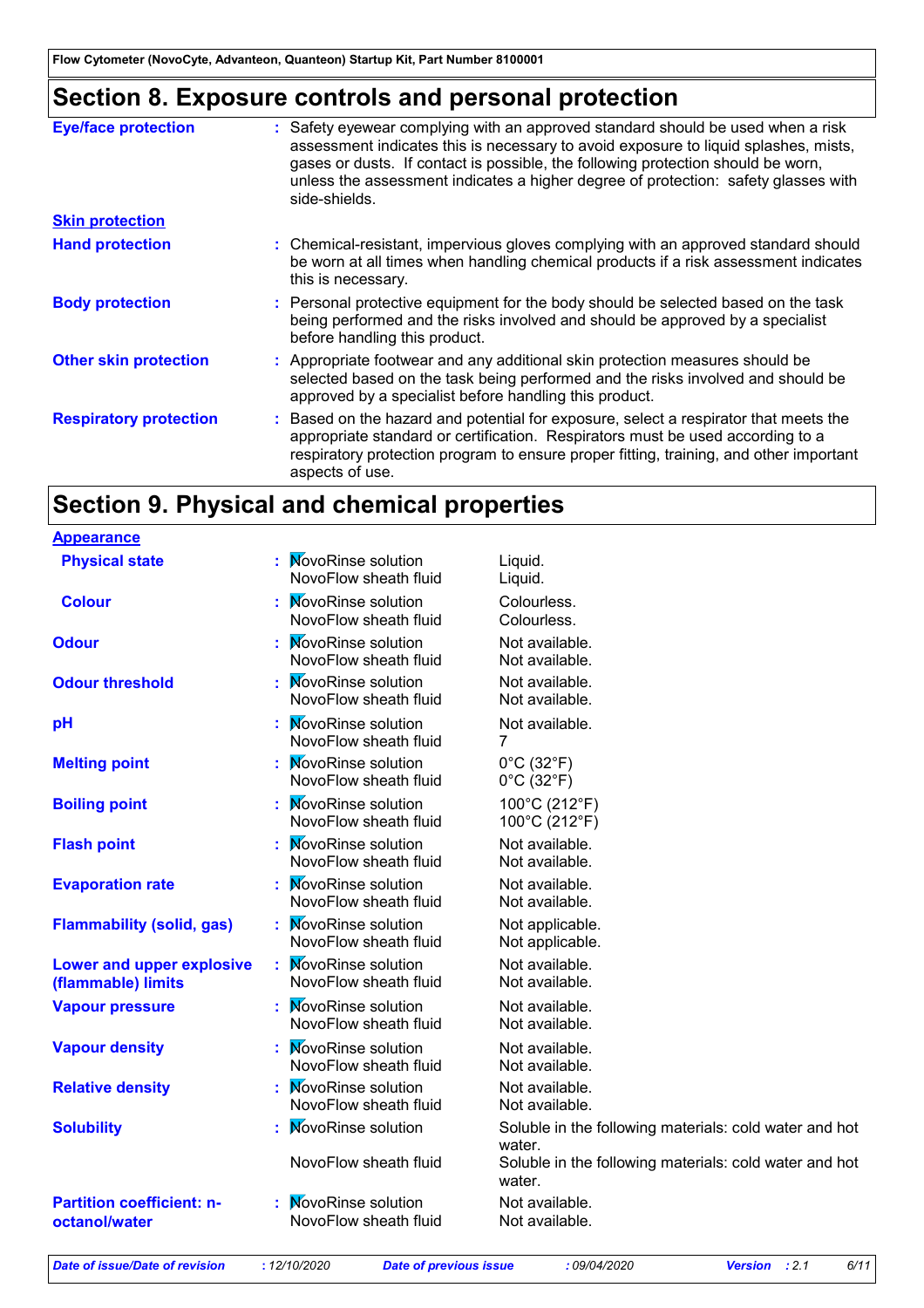## Section 8. Exposure controls and personal protection

**Eye/face protection** : Safety eyewear complying with an approved standard should be used when a risk assessment indicates this is necessary to avoid exposure to liquid splashes, mists, gases or dusts. If contact is possible, the following protection should be worn, unless the assessment indicates a higher degree of protection: safety glasses with side-shields.

**Skin protection**

**Hand protection** : Chemical-resistant, impervious gloves complying with an approved standard should be worn at all times when handling chemical products if a risk assessment indicates this is necessary.

**Body protection** : Personal protective equipment for the body should be selected based on the task being performed and the risks involved and should be approved by a specialist before handling this product.

**Other skin protection** : Appropriate footwear and any additional skin protection measures should be selected based on the task being performed and the risks involved and should be approved by a specialist before handling this product.

**Respiratory protection** : Based on the hazard and potential for exposure, select a respirator that meets the appropriate standard or certification. Respirators must be used according to a respiratory protection program to ensure proper fitting, training, and other important aspects of use.

## Section 9. Physical and chemical properties

**Appearance**

| Property | Product | Value |
|---|---|---|
| Physical state | NovoRinse solution | Liquid. |
| | NovoFlow sheath fluid | Liquid. |
| Colour | NovoRinse solution | Colourless. |
| | NovoFlow sheath fluid | Colourless. |
| Odour | NovoRinse solution | Not available. |
| | NovoFlow sheath fluid | Not available. |
| Odour threshold | NovoRinse solution | Not available. |
| | NovoFlow sheath fluid | Not available. |
| pH | NovoRinse solution | Not available. |
| | NovoFlow sheath fluid | 7 |
| Melting point | NovoRinse solution | 0°C (32°F) |
| | NovoFlow sheath fluid | 0°C (32°F) |
| Boiling point | NovoRinse solution | 100°C (212°F) |
| | NovoFlow sheath fluid | 100°C (212°F) |
| Flash point | NovoRinse solution | Not available. |
| | NovoFlow sheath fluid | Not available. |
| Evaporation rate | NovoRinse solution | Not available. |
| | NovoFlow sheath fluid | Not available. |
| Flammability (solid, gas) | NovoRinse solution | Not applicable. |
| | NovoFlow sheath fluid | Not applicable. |
| Lower and upper explosive (flammable) limits | NovoRinse solution | Not available. |
| | NovoFlow sheath fluid | Not available. |
| Vapour pressure | NovoRinse solution | Not available. |
| | NovoFlow sheath fluid | Not available. |
| Vapour density | NovoRinse solution | Not available. |
| | NovoFlow sheath fluid | Not available. |
| Relative density | NovoRinse solution | Not available. |
| | NovoFlow sheath fluid | Not available. |
| Solubility | NovoRinse solution | Soluble in the following materials: cold water and hot water. |
| | NovoFlow sheath fluid | Soluble in the following materials: cold water and hot water. |
| Partition coefficient: n-octanol/water | NovoRinse solution | Not available. |
| | NovoFlow sheath fluid | Not available. |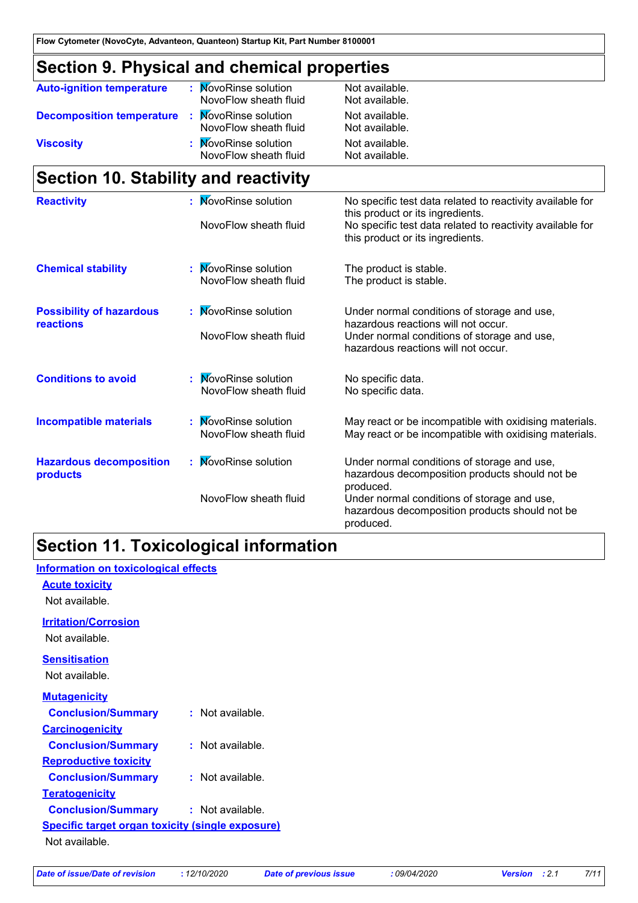## Section 9. Physical and chemical properties

| | | |
|---|---|---|
| **Auto-ignition temperature** | NovoRinse solution | Not available. |
| | NovoFlow sheath fluid | Not available. |
| **Decomposition temperature** | NovoRinse solution | Not available. |
| | NovoFlow sheath fluid | Not available. |
| **Viscosity** | NovoRinse solution | Not available. |
| | NovoFlow sheath fluid | Not available. |

## Section 10. Stability and reactivity

| | | |
|---|---|---|
| **Reactivity** | NovoRinse solution | No specific test data related to reactivity available for this product or its ingredients. |
| | NovoFlow sheath fluid | No specific test data related to reactivity available for this product or its ingredients. |
| **Chemical stability** | NovoRinse solution | The product is stable. |
| | NovoFlow sheath fluid | The product is stable. |
| **Possibility of hazardous reactions** | NovoRinse solution | Under normal conditions of storage and use, hazardous reactions will not occur. |
| | NovoFlow sheath fluid | Under normal conditions of storage and use, hazardous reactions will not occur. |
| **Conditions to avoid** | NovoRinse solution | No specific data. |
| | NovoFlow sheath fluid | No specific data. |
| **Incompatible materials** | NovoRinse solution | May react or be incompatible with oxidising materials. |
| | NovoFlow sheath fluid | May react or be incompatible with oxidising materials. |
| **Hazardous decomposition products** | NovoRinse solution | Under normal conditions of storage and use, hazardous decomposition products should not be produced. |
| | NovoFlow sheath fluid | Under normal conditions of storage and use, hazardous decomposition products should not be produced. |

## Section 11. Toxicological information

### Information on toxicological effects

**Acute toxicity**

Not available.

**Irritation/Corrosion**

Not available.

**Sensitisation**

Not available.

**Mutagenicity**

**Conclusion/Summary** : Not available.

**Carcinogenicity**

**Conclusion/Summary** : Not available.

**Reproductive toxicity**

**Conclusion/Summary** : Not available.

**Teratogenicity**

**Conclusion/Summary** : Not available.

**Specific target organ toxicity (single exposure)**

Not available.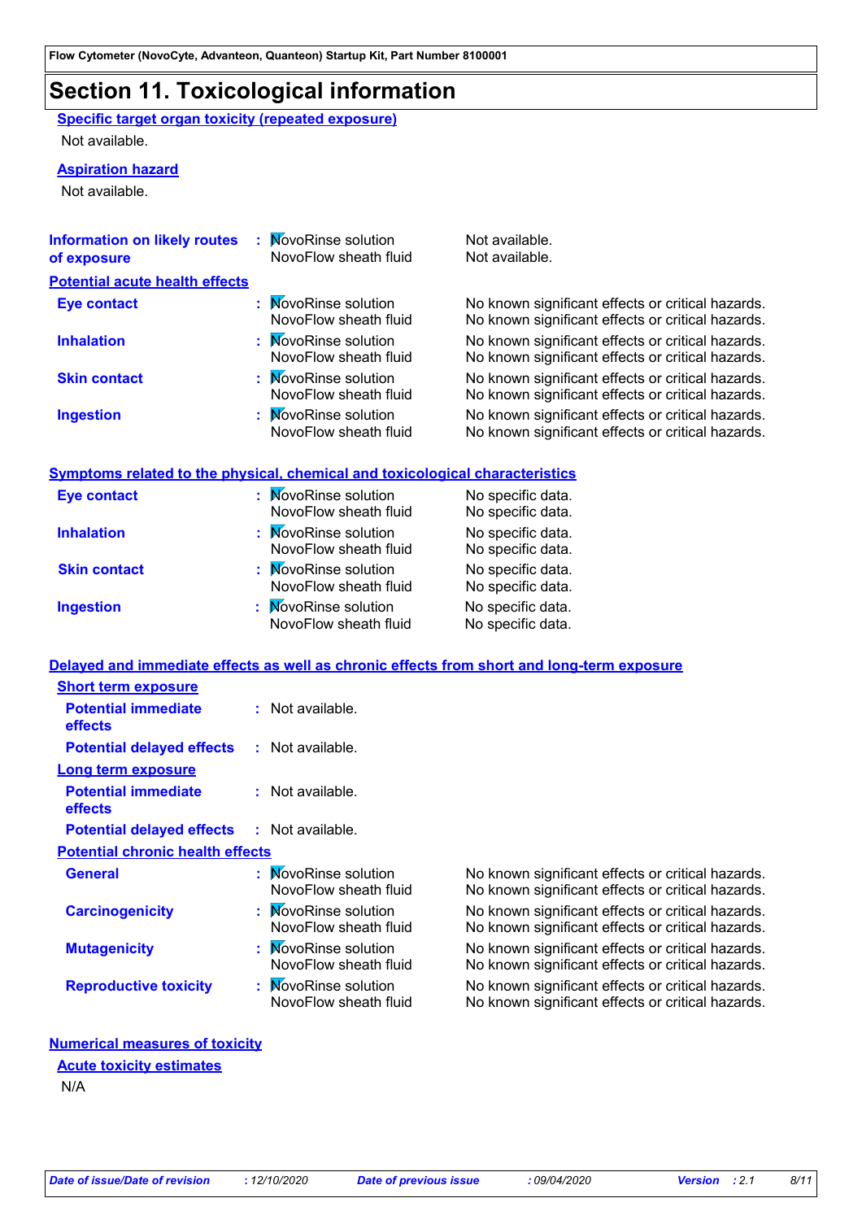# Section 11. Toxicological information

**Specific target organ toxicity (repeated exposure)**

Not available.

**Aspiration hazard**

Not available.

| | | |
|---|---|---|
| **Information on likely routes of exposure** | NovoRinse solution<br>NovoFlow sheath fluid | Not available.<br>Not available. |

**Potential acute health effects**

| | | |
|---|---|---|
| **Eye contact** | NovoRinse solution<br>NovoFlow sheath fluid | No known significant effects or critical hazards.<br>No known significant effects or critical hazards. |
| **Inhalation** | NovoRinse solution<br>NovoFlow sheath fluid | No known significant effects or critical hazards.<br>No known significant effects or critical hazards. |
| **Skin contact** | NovoRinse solution<br>NovoFlow sheath fluid | No known significant effects or critical hazards.<br>No known significant effects or critical hazards. |
| **Ingestion** | NovoRinse solution<br>NovoFlow sheath fluid | No known significant effects or critical hazards.<br>No known significant effects or critical hazards. |

**Symptoms related to the physical, chemical and toxicological characteristics**

| | | |
|---|---|---|
| **Eye contact** | NovoRinse solution<br>NovoFlow sheath fluid | No specific data.<br>No specific data. |
| **Inhalation** | NovoRinse solution<br>NovoFlow sheath fluid | No specific data.<br>No specific data. |
| **Skin contact** | NovoRinse solution<br>NovoFlow sheath fluid | No specific data.<br>No specific data. |
| **Ingestion** | NovoRinse solution<br>NovoFlow sheath fluid | No specific data.<br>No specific data. |

**Delayed and immediate effects as well as chronic effects from short and long-term exposure**

**Short term exposure**

**Potential immediate effects** : Not available.

**Potential delayed effects** : Not available.

**Long term exposure**

**Potential immediate effects** : Not available.

**Potential delayed effects** : Not available.

**Potential chronic health effects**

| | | |
|---|---|---|
| **General** | NovoRinse solution<br>NovoFlow sheath fluid | No known significant effects or critical hazards.<br>No known significant effects or critical hazards. |
| **Carcinogenicity** | NovoRinse solution<br>NovoFlow sheath fluid | No known significant effects or critical hazards.<br>No known significant effects or critical hazards. |
| **Mutagenicity** | NovoRinse solution<br>NovoFlow sheath fluid | No known significant effects or critical hazards.<br>No known significant effects or critical hazards. |
| **Reproductive toxicity** | NovoRinse solution<br>NovoFlow sheath fluid | No known significant effects or critical hazards.<br>No known significant effects or critical hazards. |

**Numerical measures of toxicity**

**Acute toxicity estimates**

N/A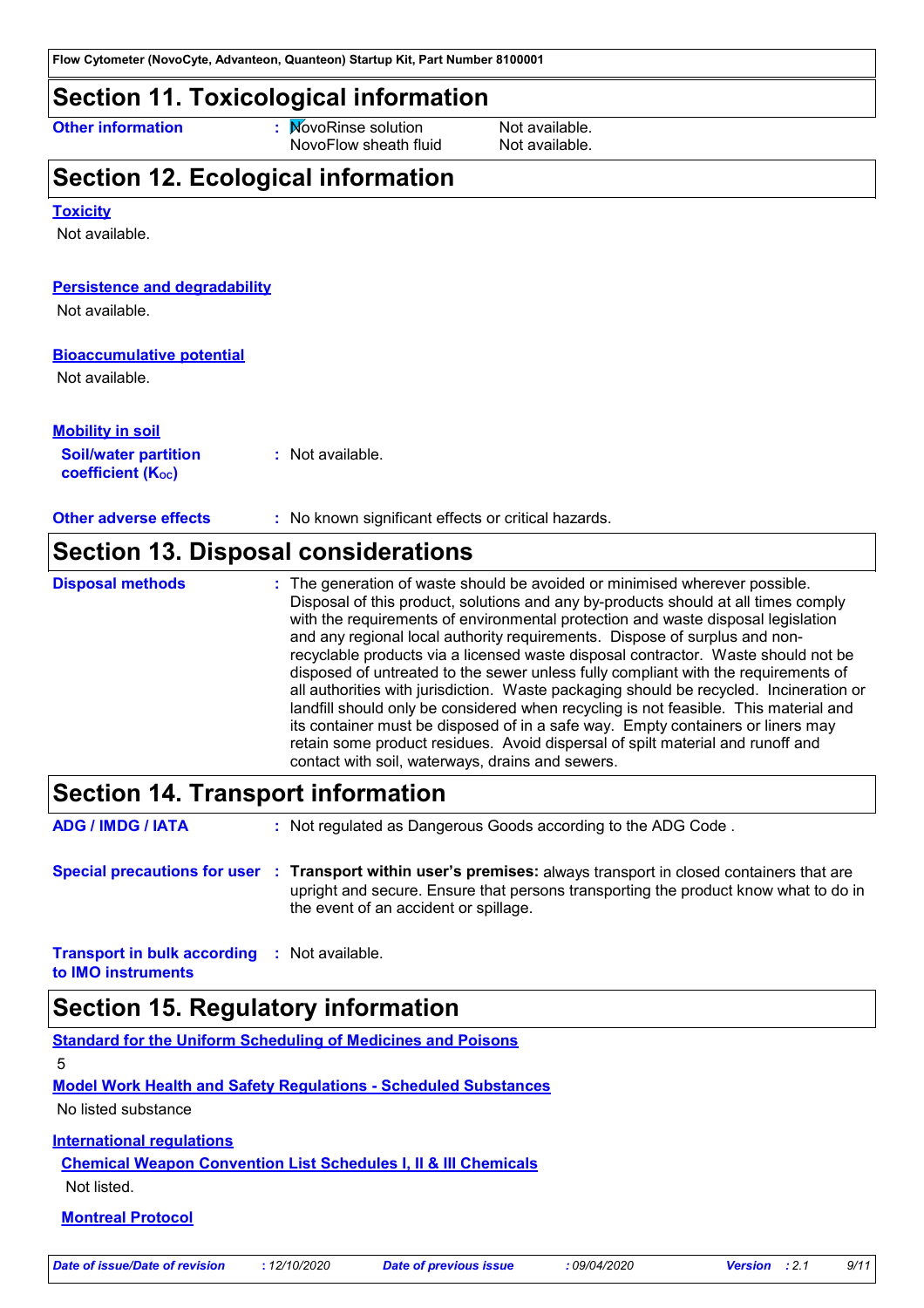## Section 11. Toxicological information

**Other information** : NovoRinse solution Not available.
NovoFlow sheath fluid Not available.

## Section 12. Ecological information

**Toxicity**

Not available.

**Persistence and degradability**

Not available.

**Bioaccumulative potential**

Not available.

**Mobility in soil**

**Soil/water partition coefficient ($K_{OC}$)** : Not available.

**Other adverse effects** : No known significant effects or critical hazards.

## Section 13. Disposal considerations

**Disposal methods** : The generation of waste should be avoided or minimised wherever possible. Disposal of this product, solutions and any by-products should at all times comply with the requirements of environmental protection and waste disposal legislation and any regional local authority requirements. Dispose of surplus and non-recyclable products via a licensed waste disposal contractor. Waste should not be disposed of untreated to the sewer unless fully compliant with the requirements of all authorities with jurisdiction. Waste packaging should be recycled. Incineration or landfill should only be considered when recycling is not feasible. This material and its container must be disposed of in a safe way. Empty containers or liners may retain some product residues. Avoid dispersal of spilt material and runoff and contact with soil, waterways, drains and sewers.

## Section 14. Transport information

**ADG / IMDG / IATA** : Not regulated as Dangerous Goods according to the ADG Code .

**Special precautions for user** : **Transport within user's premises:** always transport in closed containers that are upright and secure. Ensure that persons transporting the product know what to do in the event of an accident or spillage.

**Transport in bulk according to IMO instruments** : Not available.

## Section 15. Regulatory information

**Standard for the Uniform Scheduling of Medicines and Poisons**

5

**Model Work Health and Safety Regulations - Scheduled Substances**

No listed substance

**International regulations**

**Chemical Weapon Convention List Schedules I, II & III Chemicals**

Not listed.

**Montreal Protocol**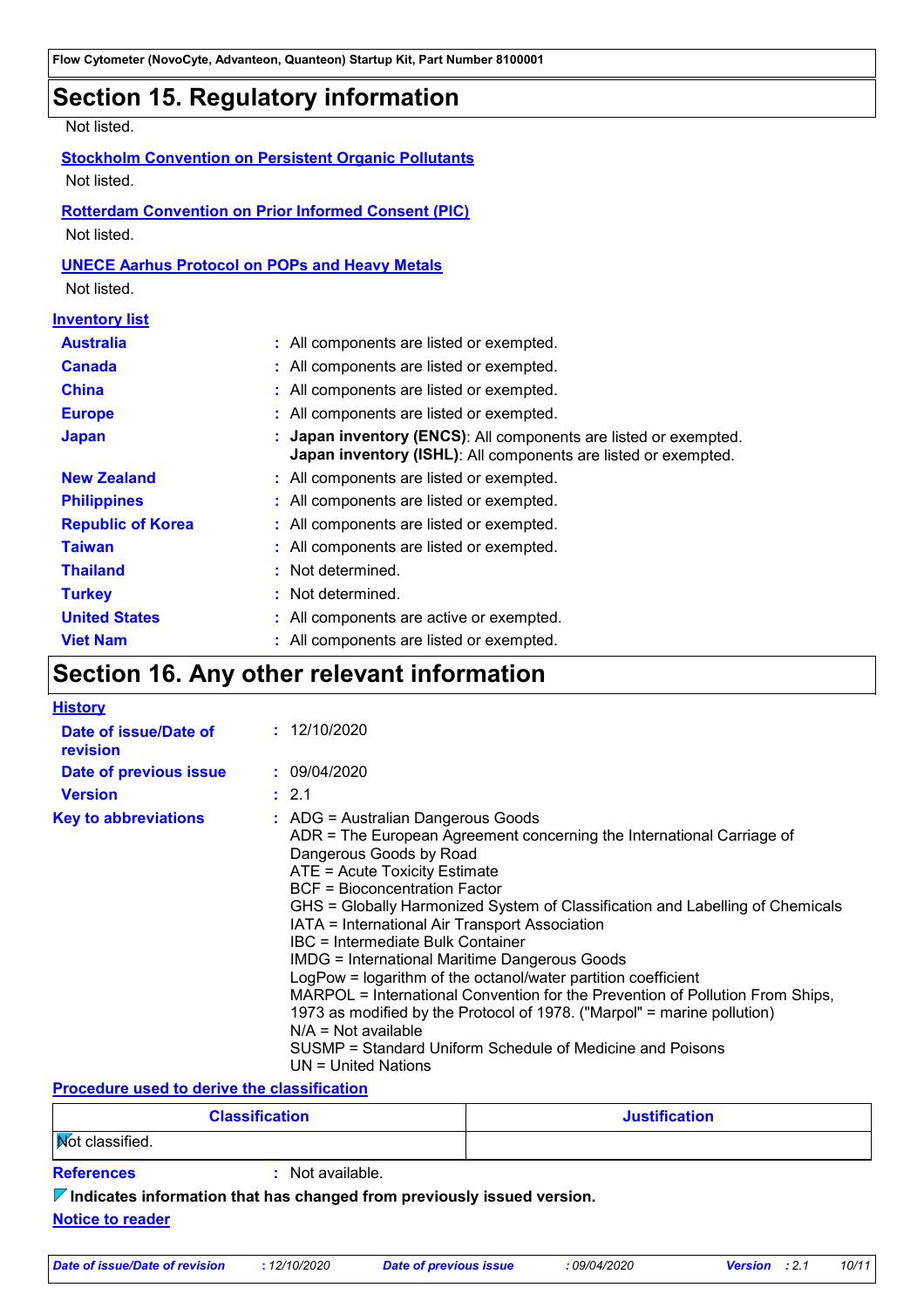## Section 15. Regulatory information

Not listed.

**Stockholm Convention on Persistent Organic Pollutants**

Not listed.

**Rotterdam Convention on Prior Informed Consent (PIC)**

Not listed.

**UNECE Aarhus Protocol on POPs and Heavy Metals**

Not listed.

**Inventory list**

| | |
|---|---|
| **Australia** | : All components are listed or exempted. |
| **Canada** | : All components are listed or exempted. |
| **China** | : All components are listed or exempted. |
| **Europe** | : All components are listed or exempted. |
| **Japan** | : **Japan inventory (ENCS)**: All components are listed or exempted. **Japan inventory (ISHL)**: All components are listed or exempted. |
| **New Zealand** | : All components are listed or exempted. |
| **Philippines** | : All components are listed or exempted. |
| **Republic of Korea** | : All components are listed or exempted. |
| **Taiwan** | : All components are listed or exempted. |
| **Thailand** | : Not determined. |
| **Turkey** | : Not determined. |
| **United States** | : All components are active or exempted. |
| **Viet Nam** | : All components are listed or exempted. |

## Section 16. Any other relevant information

**History**

| | |
|---|---|
| **Date of issue/Date of revision** | : 12/10/2020 |
| **Date of previous issue** | : 09/04/2020 |
| **Version** | : 2.1 |

**Key to abbreviations** :
ADG = Australian Dangerous Goods
ADR = The European Agreement concerning the International Carriage of Dangerous Goods by Road
ATE = Acute Toxicity Estimate
BCF = Bioconcentration Factor
GHS = Globally Harmonized System of Classification and Labelling of Chemicals
IATA = International Air Transport Association
IBC = Intermediate Bulk Container
IMDG = International Maritime Dangerous Goods
LogPow = logarithm of the octanol/water partition coefficient
MARPOL = International Convention for the Prevention of Pollution From Ships, 1973 as modified by the Protocol of 1978. ("Marpol" = marine pollution)
N/A = Not available
SUSMP = Standard Uniform Schedule of Medicine and Poisons
UN = United Nations

**Procedure used to derive the classification**

| Classification | Justification |
|---|---|
| Not classified. | |

**References** : Not available.

**Indicates information that has changed from previously issued version.**

**Notice to reader**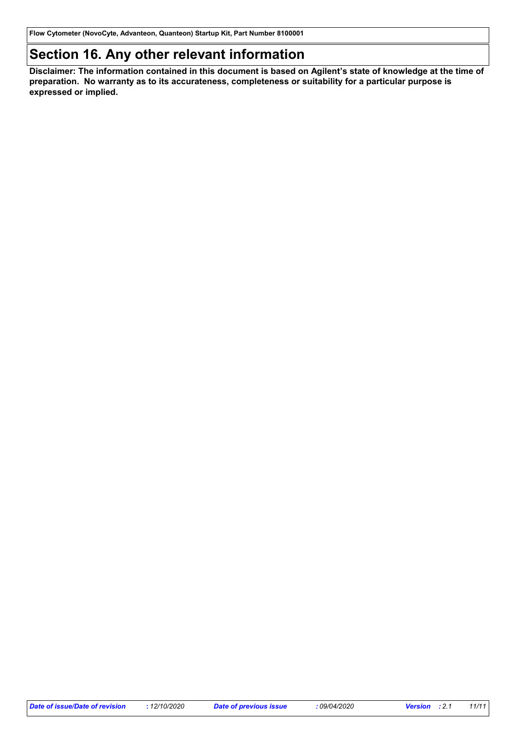# Section 16. Any other relevant information

**Disclaimer: The information contained in this document is based on Agilent's state of knowledge at the time of preparation. No warranty as to its accurateness, completeness or suitability for a particular purpose is expressed or implied.**